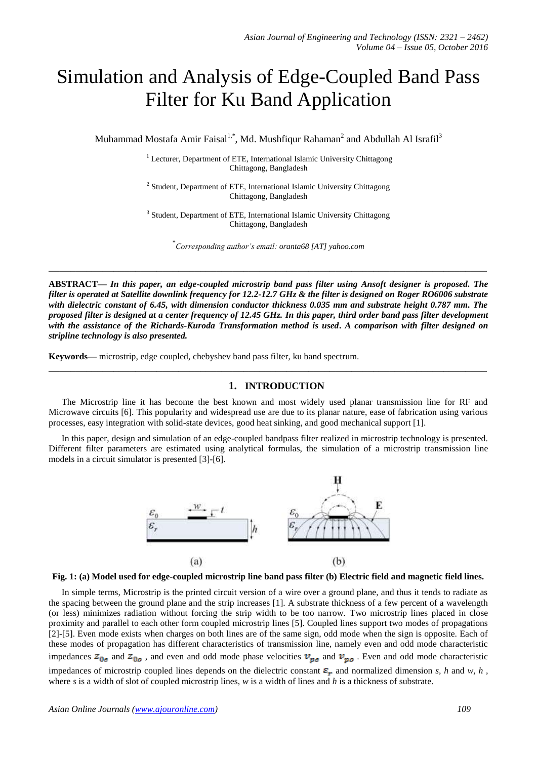# Simulation and Analysis of Edge-Coupled Band Pass Filter for Ku Band Application

Muhammad Mostafa Amir Faisal[1,*], Md. Mushfiqur Rahaman[2] and Abdullah Al Israfil[3]

[1] Lecturer, Department of ETE, International Islamic University Chittagong
Chittagong, Bangladesh

[2] Student, Department of ETE, International Islamic University Chittagong
Chittagong, Bangladesh

[3] Student, Department of ETE, International Islamic University Chittagong
Chittagong, Bangladesh

[*]*Corresponding author's email: oranta68 [AT] yahoo.com*

---

**ABSTRACT—** ***In this paper, an edge-coupled microstrip band pass filter using Ansoft designer is proposed. The filter is operated at Satellite downlink frequency for 12.2-12.7 GHz & the filter is designed on Roger RO6006 substrate with dielectric constant of 6.45, with dimension conductor thickness 0.035 mm and substrate height 0.787 mm. The proposed filter is designed at a center frequency of 12.45 GHz. In this paper, third order band pass filter development with the assistance of the Richards-Kuroda Transformation method is used. A comparison with filter designed on stripline technology is also presented.***

**Keywords—** microstrip, edge coupled, chebyshev band pass filter, ku band spectrum.

---

## 1. INTRODUCTION

The Microstrip line it has become the best known and most widely used planar transmission line for RF and Microwave circuits [6]. This popularity and widespread use are due to its planar nature, ease of fabrication using various processes, easy integration with solid-state devices, good heat sinking, and good mechanical support [1].

In this paper, design and simulation of an edge-coupled bandpass filter realized in microstrip technology is presented. Different filter parameters are estimated using analytical formulas, the simulation of a microstrip transmission line models in a circuit simulator is presented [3]-[6].

**Fig. 1: (a) Model used for edge-coupled microstrip line band pass filter (b) Electric field and magnetic field lines.**

In simple terms, Microstrip is the printed circuit version of a wire over a ground plane, and thus it tends to radiate as the spacing between the ground plane and the strip increases [1]. A substrate thickness of a few percent of a wavelength (or less) minimizes radiation without forcing the strip width to be too narrow. Two microstrip lines placed in close proximity and parallel to each other form coupled microstrip lines [5]. Coupled lines support two modes of propagations [2]-[5]. Even mode exists when charges on both lines are of the same sign, odd mode when the sign is opposite. Each of these modes of propagation has different characteristics of transmission line, namely even and odd mode characteristic impedances $Z_{0e}$ and $Z_{0o}$, and even and odd mode phase velocities $v_{pe}$ and $v_{po}$. Even and odd mode characteristic impedances of microstrip coupled lines depends on the dielectric constant $\varepsilon_r$ and normalized dimension *s*, *h* and *w*, *h*, where *s* is a width of slot of coupled microstrip lines, *w* is a width of lines and *h* is a thickness of substrate.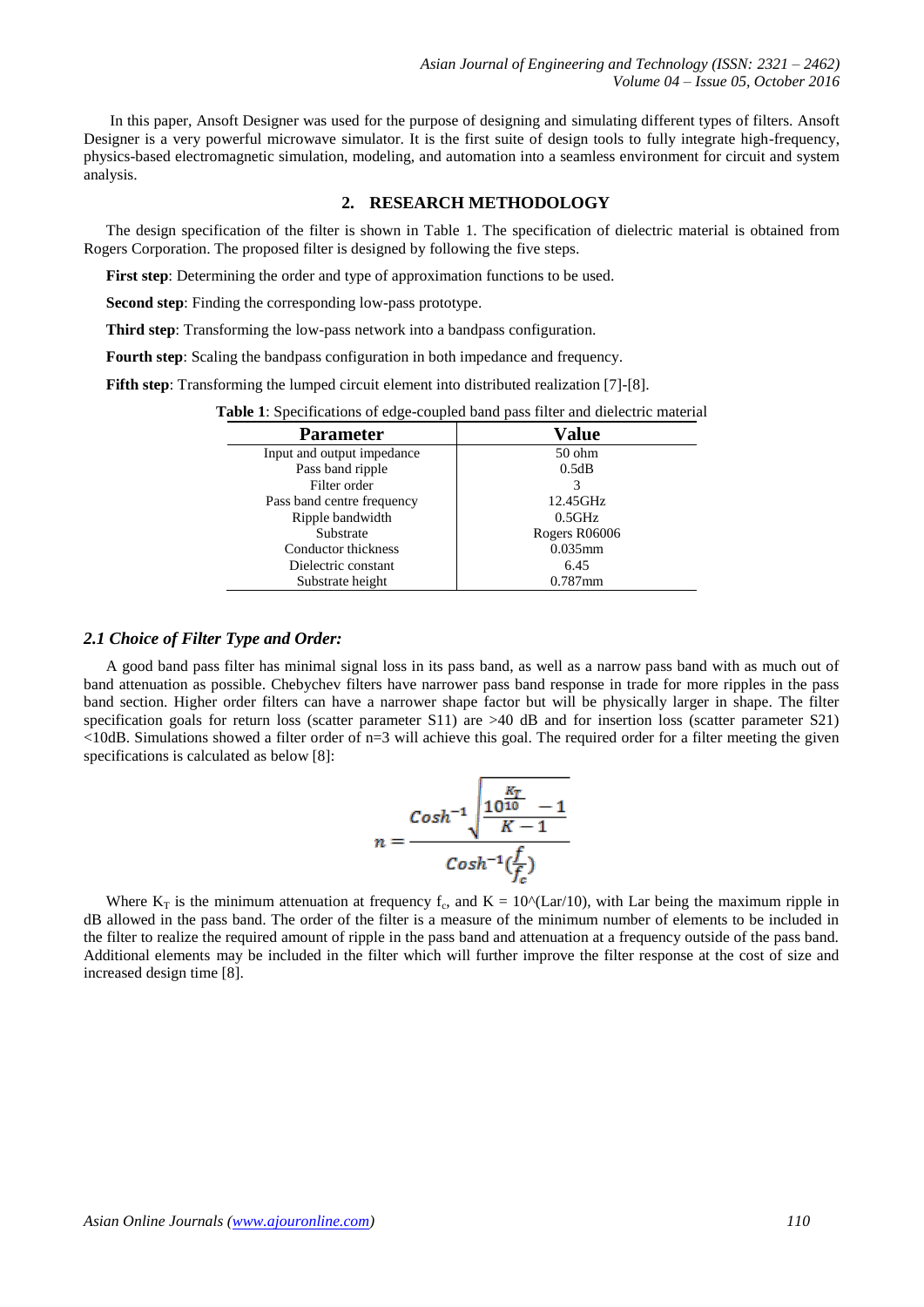In this paper, Ansoft Designer was used for the purpose of designing and simulating different types of filters. Ansoft Designer is a very powerful microwave simulator. It is the first suite of design tools to fully integrate high-frequency, physics-based electromagnetic simulation, modeling, and automation into a seamless environment for circuit and system analysis.

## 2. RESEARCH METHODOLOGY

The design specification of the filter is shown in Table 1. The specification of dielectric material is obtained from Rogers Corporation. The proposed filter is designed by following the five steps.

**First step**: Determining the order and type of approximation functions to be used.

**Second step**: Finding the corresponding low-pass prototype.

**Third step**: Transforming the low-pass network into a bandpass configuration.

**Fourth step**: Scaling the bandpass configuration in both impedance and frequency.

**Fifth step**: Transforming the lumped circuit element into distributed realization [7]-[8].

**Table 1**: Specifications of edge-coupled band pass filter and dielectric material

| Parameter | Value |
|---|---|
| Input and output impedance | 50 ohm |
| Pass band ripple | 0.5dB |
| Filter order | 3 |
| Pass band centre frequency | 12.45GHz |
| Ripple bandwidth | 0.5GHz |
| Substrate | Rogers R06006 |
| Conductor thickness | 0.035mm |
| Dielectric constant | 6.45 |
| Substrate height | 0.787mm |

### *2.1 Choice of Filter Type and Order:*

A good band pass filter has minimal signal loss in its pass band, as well as a narrow pass band with as much out of band attenuation as possible. Chebychev filters have narrower pass band response in trade for more ripples in the pass band section. Higher order filters can have a narrower shape factor but will be physically larger in shape. The filter specification goals for return loss (scatter parameter S11) are >40 dB and for insertion loss (scatter parameter S21) <10dB. Simulations showed a filter order of n=3 will achieve this goal. The required order for a filter meeting the given specifications is calculated as below [8]:

$$n = \frac{Cosh^{-1}\sqrt{\dfrac{10^{\frac{K_T}{10}} - 1}{K - 1}}}{Cosh^{-1}\left(\dfrac{f}{f_c}\right)}$$

Where $K_T$ is the minimum attenuation at frequency $f_c$, and K = 10^(Lar/10), with Lar being the maximum ripple in dB allowed in the pass band. The order of the filter is a measure of the minimum number of elements to be included in the filter to realize the required amount of ripple in the pass band and attenuation at a frequency outside of the pass band. Additional elements may be included in the filter which will further improve the filter response at the cost of size and increased design time [8].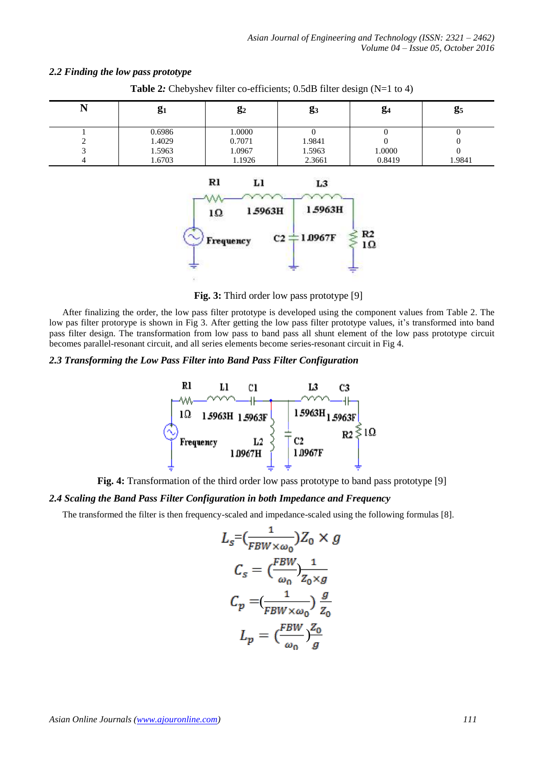### 2.2 Finding the low pass prototype

**Table 2:** Chebyshev filter co-efficients; 0.5dB filter design (N=1 to 4)

| N | $g_1$ | $g_2$ | $g_3$ | $g_4$ | $g_5$ |
|---|---|---|---|---|---|
| 1 | 0.6986 | 1.0000 | 0 | 0 | 0 |
| 2 | 1.4029 | 0.7071 | 1.9841 | 0 | 0 |
| 3 | 1.5963 | 1.0967 | 1.5963 | 1.0000 | 0 |
| 4 | 1.6703 | 1.1926 | 2.3661 | 0.8419 | 1.9841 |

**Fig. 3:** Third order low pass prototype [9]

After finalizing the order, the low pass filter prototype is developed using the component values from Table 2. The low pas filter protorype is shown in Fig 3. After getting the low pass filter prototype values, it's transformed into band pass filter design. The transformation from low pass to band pass all shunt element of the low pass prototype circuit becomes parallel-resonant circuit, and all series elements become series-resonant circuit in Fig 4.

### 2.3 Transforming the Low Pass Filter into Band Pass Filter Configuration

**Fig. 4:** Transformation of the third order low pass prototype to band pass prototype [9]

### 2.4 Scaling the Band Pass Filter Configuration in both Impedance and Frequency

The transformed the filter is then frequency-scaled and impedance-scaled using the following formulas [8].

$$L_s = \left(\frac{1}{FBW \times \omega_0}\right) Z_0 \times g$$

$$C_s = \left(\frac{FBW}{\omega_0}\right)\frac{1}{Z_0 \times g}$$

$$C_p = \left(\frac{1}{FBW \times \omega_0}\right)\frac{g}{Z_0}$$

$$L_p = \left(\frac{FBW}{\omega_0}\right)\frac{Z_0}{g}$$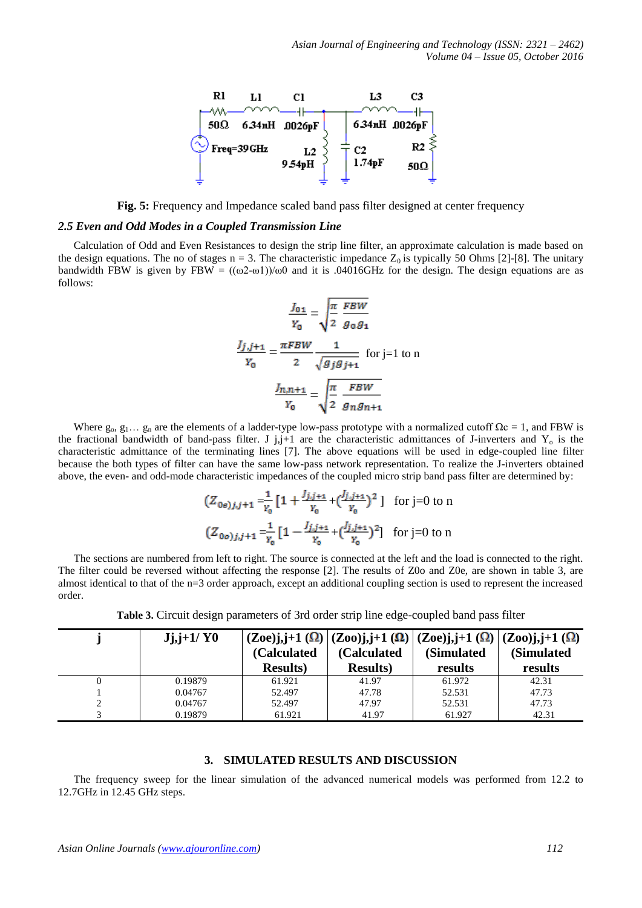Fig. 5: Frequency and Impedance scaled band pass filter designed at center frequency

### 2.5 Even and Odd Modes in a Coupled Transmission Line

Calculation of Odd and Even Resistances to design the strip line filter, an approximate calculation is made based on the design equations. The no of stages n = 3. The characteristic impedance $Z_0$ is typically 50 Ohms [2]-[8]. The unitary bandwidth FBW is given by FBW = (($\omega$2-$\omega$1))/$\omega$0 and it is .04016GHz for the design. The design equations are as follows:

$$\frac{J_{01}}{Y_0} = \sqrt{\frac{\pi}{2}\frac{FBW}{g_0 g_1}}$$

$$\frac{J_{j,j+1}}{Y_0} = \frac{\pi FBW}{2}\frac{1}{\sqrt{g_j g_{j+1}}} \quad \text{for j=1 to n}$$

$$\frac{J_{n,n+1}}{Y_0} = \sqrt{\frac{\pi}{2}\frac{FBW}{g_n g_{n+1}}}$$

Where $g_o$, $g_1$… $g_n$ are the elements of a ladder-type low-pass prototype with a normalized cutoff $\Omega c = 1$, and FBW is the fractional bandwidth of band-pass filter. J j,j+1 are the characteristic admittances of J-inverters and $Y_o$ is the characteristic admittance of the terminating lines [7]. The above equations will be used in edge-coupled line filter because the both types of filter can have the same low-pass network representation. To realize the J-inverters obtained above, the even- and odd-mode characteristic impedances of the coupled micro strip band pass filter are determined by:

$$(Z_{0e})_{j,j+1} = \frac{1}{Y_0}\left[1 + \frac{J_{j,j+1}}{Y_0} + \left(\frac{J_{j,j+1}}{Y_0}\right)^2\right] \quad \text{for j=0 to n}$$

$$(Z_{0o})_{j,j+1} = \frac{1}{Y_0}\left[1 - \frac{J_{j,j+1}}{Y_0} + \left(\frac{J_{j,j+1}}{Y_0}\right)^2\right] \quad \text{for j=0 to n}$$

The sections are numbered from left to right. The source is connected at the left and the load is connected to the right. The filter could be reversed without affecting the response [2]. The results of Z0o and Z0e, are shown in table 3, are almost identical to that of the n=3 order approach, except an additional coupling section is used to represent the increased order.

**Table 3.** Circuit design parameters of 3rd order strip line edge-coupled band pass filter

| j | Jj,j+1/ Y0 | (Zoe)j,j+1 (Ω) (Calculated Results) | (Zoo)j,j+1 (Ω) (Calculated Results) | (Zoe)j,j+1 (Ω) (Simulated results | (Zoo)j,j+1 (Ω) (Simulated results |
|---|---|---|---|---|---|
| 0 | 0.19879 | 61.921 | 41.97 | 61.972 | 42.31 |
| 1 | 0.04767 | 52.497 | 47.78 | 52.531 | 47.73 |
| 2 | 0.04767 | 52.497 | 47.97 | 52.531 | 47.73 |
| 3 | 0.19879 | 61.921 | 41.97 | 61.927 | 42.31 |

## 3. SIMULATED RESULTS AND DISCUSSION

The frequency sweep for the linear simulation of the advanced numerical models was performed from 12.2 to 12.7GHz in 12.45 GHz steps.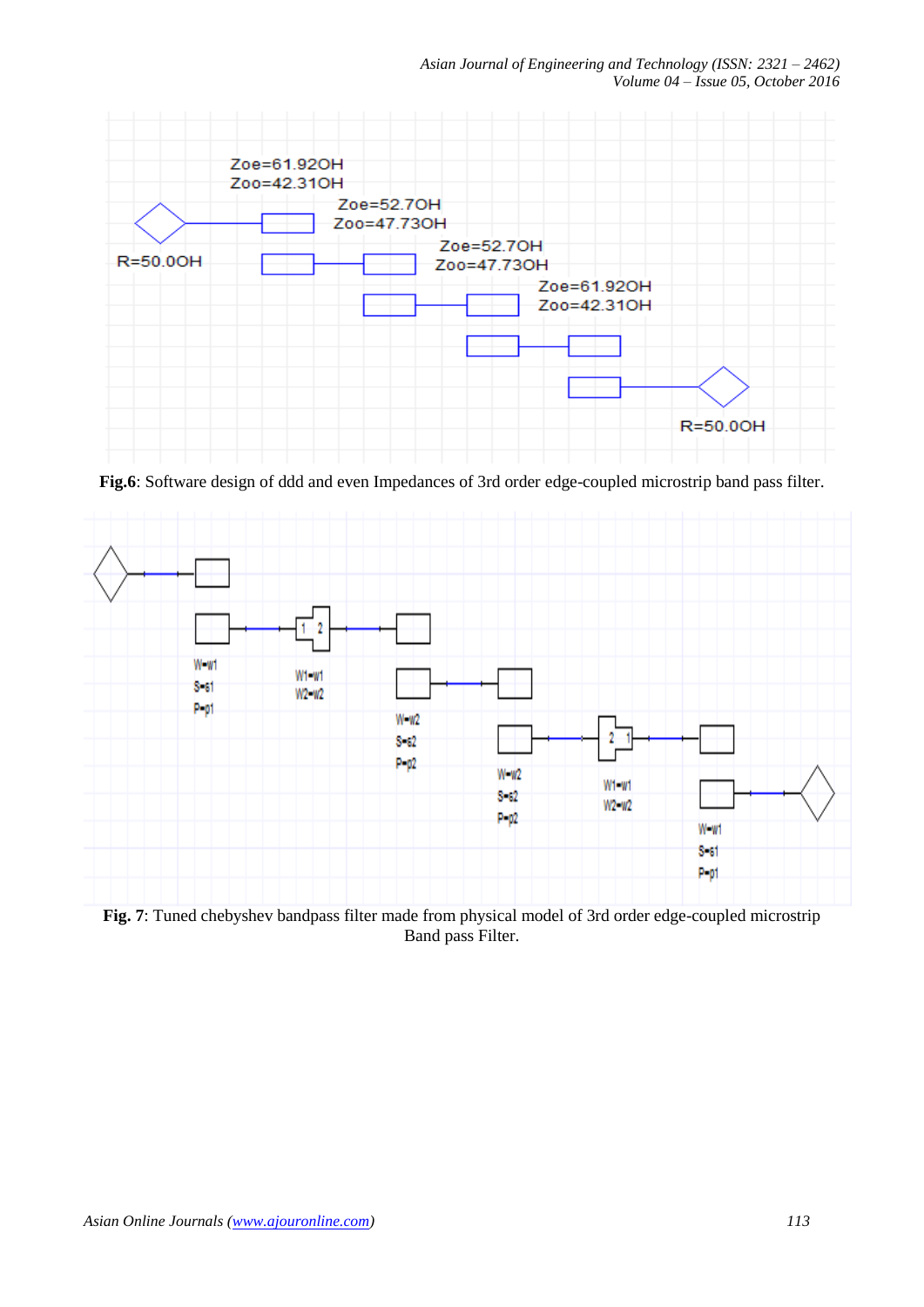**Fig.6**: Software design of ddd and even Impedances of 3rd order edge-coupled microstrip band pass filter.

**Fig. 7**: Tuned chebyshev bandpass filter made from physical model of 3rd order edge-coupled microstrip Band pass Filter.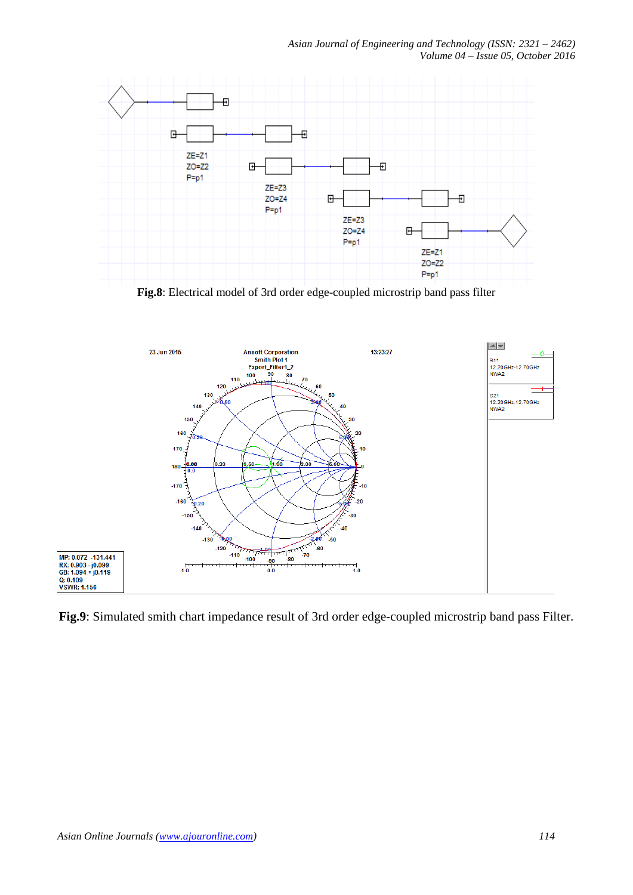**Fig.8**: Electrical model of 3rd order edge-coupled microstrip band pass filter

**Fig.9**: Simulated smith chart impedance result of 3rd order edge-coupled microstrip band pass Filter.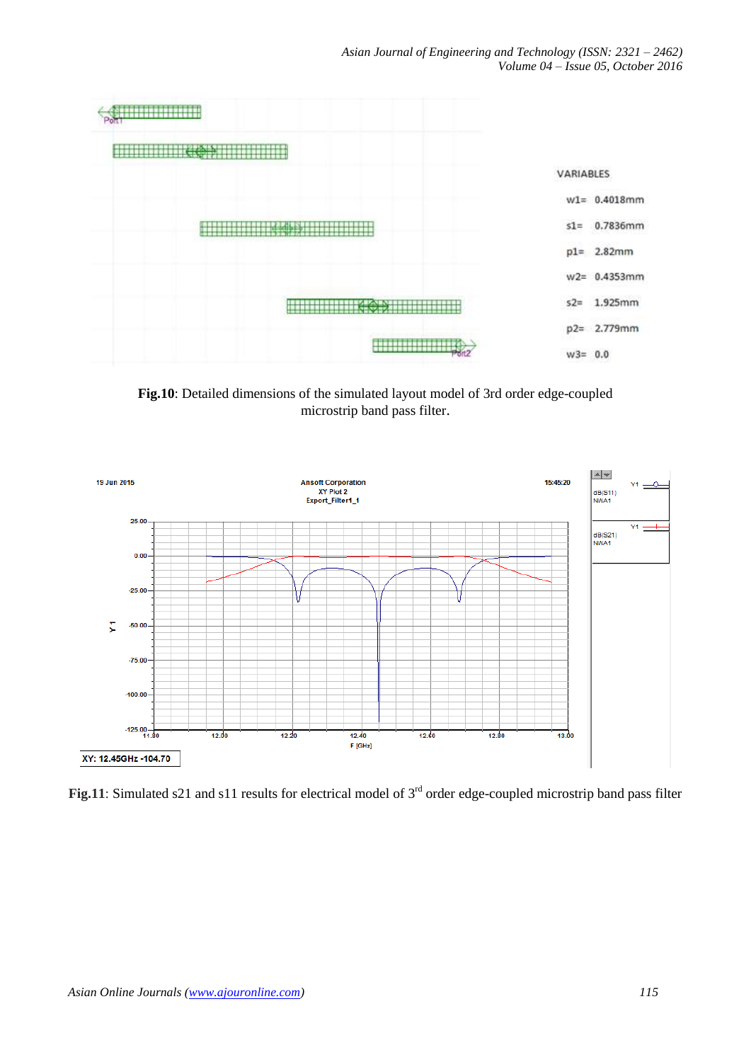VARIABLES

w1= 0.4018mm

s1= 0.7836mm

p1= 2.82mm

w2= 0.4353mm

s2= 1.925mm

p2= 2.779mm

w3= 0.0

**Fig.10**: Detailed dimensions of the simulated layout model of 3rd order edge-coupled microstrip band pass filter.

**Fig.11**: Simulated s21 and s11 results for electrical model of 3[rd] order edge-coupled microstrip band pass filter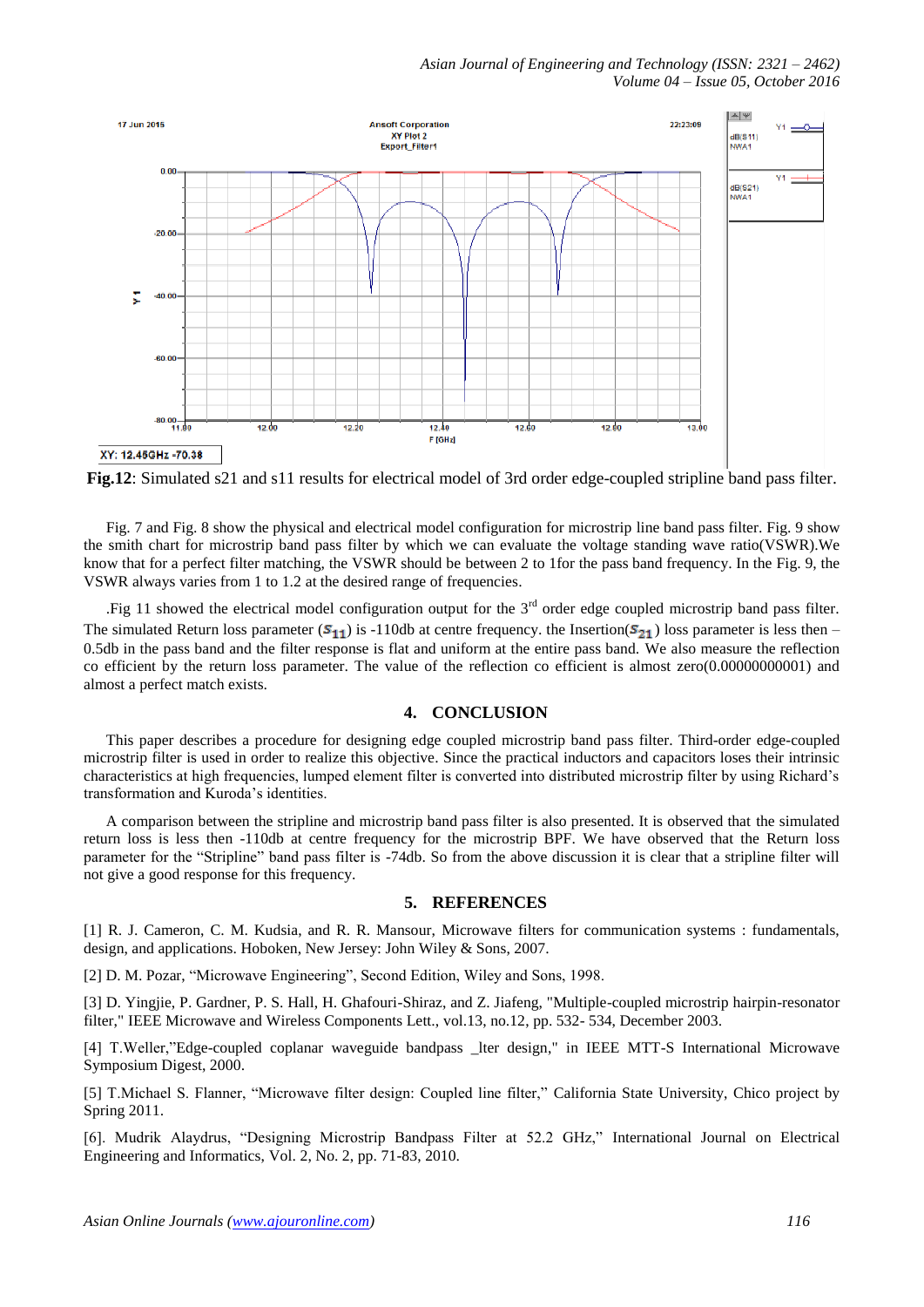**Fig.12**: Simulated s21 and s11 results for electrical model of 3rd order edge-coupled stripline band pass filter.

Fig. 7 and Fig. 8 show the physical and electrical model configuration for microstrip line band pass filter. Fig. 9 show the smith chart for microstrip band pass filter by which we can evaluate the voltage standing wave ratio(VSWR).We know that for a perfect filter matching, the VSWR should be between 2 to 1for the pass band frequency. In the Fig. 9, the VSWR always varies from 1 to 1.2 at the desired range of frequencies.

.Fig 11 showed the electrical model configuration output for the 3rd order edge coupled microstrip band pass filter. The simulated Return loss parameter ($S_{11}$) is -110db at centre frequency. the Insertion($S_{21}$) loss parameter is less then –0.5db in the pass band and the filter response is flat and uniform at the entire pass band. We also measure the reflection co efficient by the return loss parameter. The value of the reflection co efficient is almost zero(0.00000000001) and almost a perfect match exists.

## 4. CONCLUSION

This paper describes a procedure for designing edge coupled microstrip band pass filter. Third-order edge-coupled microstrip filter is used in order to realize this objective. Since the practical inductors and capacitors loses their intrinsic characteristics at high frequencies, lumped element filter is converted into distributed microstrip filter by using Richard's transformation and Kuroda's identities.

A comparison between the stripline and microstrip band pass filter is also presented. It is observed that the simulated return loss is less then -110db at centre frequency for the microstrip BPF. We have observed that the Return loss parameter for the "Stripline" band pass filter is -74db. So from the above discussion it is clear that a stripline filter will not give a good response for this frequency.

## 5. REFERENCES

[1] R. J. Cameron, C. M. Kudsia, and R. R. Mansour, Microwave filters for communication systems : fundamentals, design, and applications. Hoboken, New Jersey: John Wiley & Sons, 2007.

[2] D. M. Pozar, "Microwave Engineering", Second Edition, Wiley and Sons, 1998.

[3] D. Yingjie, P. Gardner, P. S. Hall, H. Ghafouri-Shiraz, and Z. Jiafeng, "Multiple-coupled microstrip hairpin-resonator filter," IEEE Microwave and Wireless Components Lett., vol.13, no.12, pp. 532- 534, December 2003.

[4] T.Weller,"Edge-coupled coplanar waveguide bandpass _lter design," in IEEE MTT-S International Microwave Symposium Digest, 2000.

[5] T.Michael S. Flanner, "Microwave filter design: Coupled line filter," California State University, Chico project by Spring 2011.

[6]. Mudrik Alaydrus, "Designing Microstrip Bandpass Filter at 52.2 GHz," International Journal on Electrical Engineering and Informatics, Vol. 2, No. 2, pp. 71-83, 2010.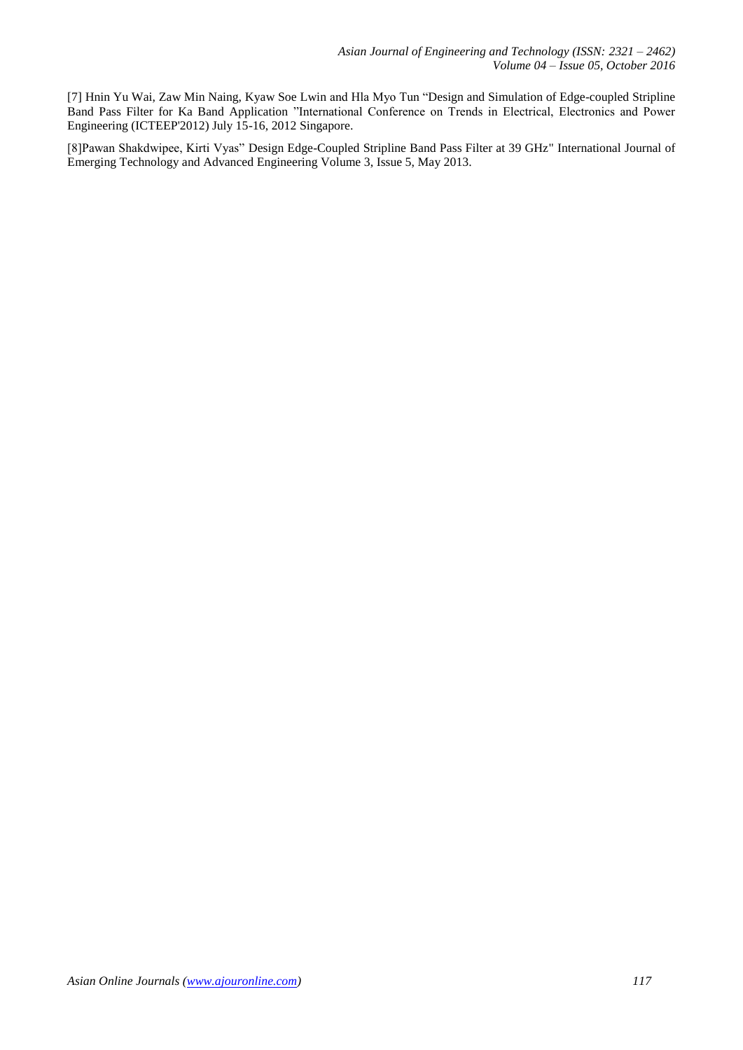[7] Hnin Yu Wai, Zaw Min Naing, Kyaw Soe Lwin and Hla Myo Tun "Design and Simulation of Edge-coupled Stripline Band Pass Filter for Ka Band Application "International Conference on Trends in Electrical, Electronics and Power Engineering (ICTEEP'2012) July 15-16, 2012 Singapore.

[8]Pawan Shakdwipee, Kirti Vyas" Design Edge-Coupled Stripline Band Pass Filter at 39 GHz" International Journal of Emerging Technology and Advanced Engineering Volume 3, Issue 5, May 2013.